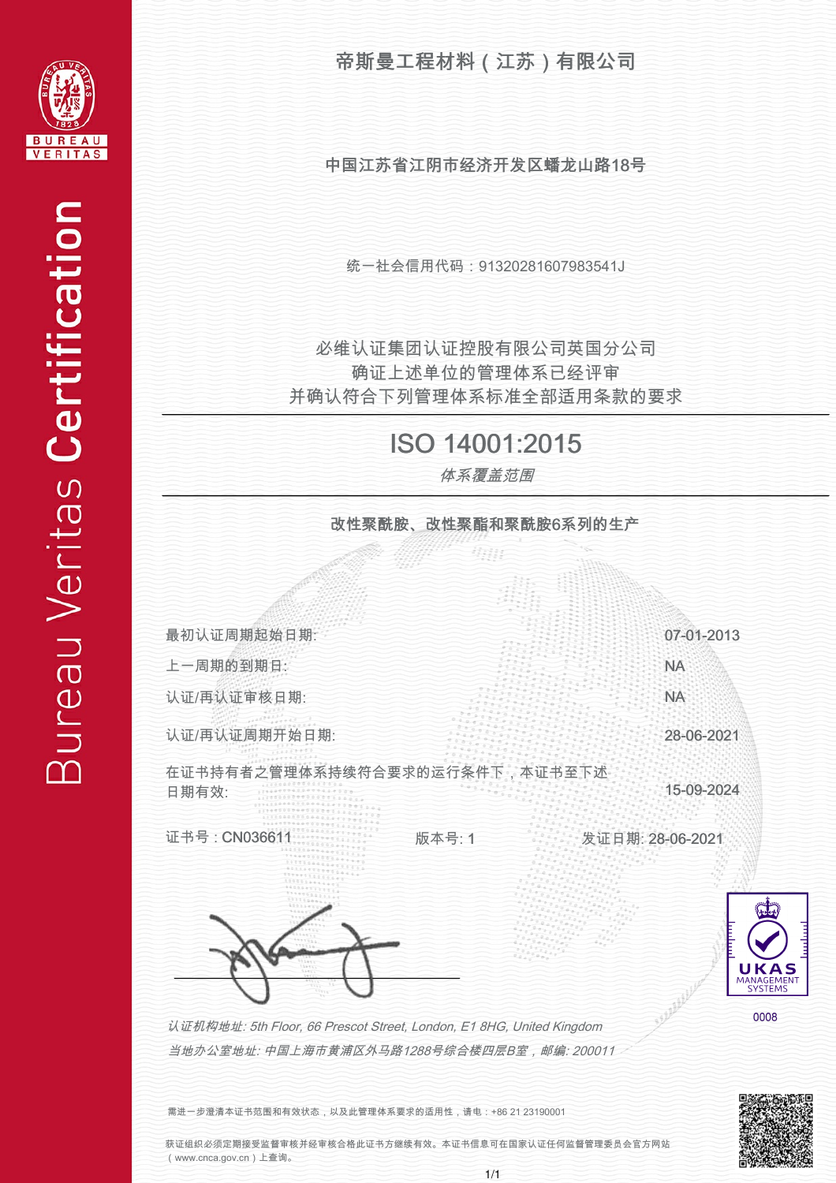Bureau Veritas Certification

# 帝斯曼工程材料（江苏）有限公司

**中国江苏省江阴市经济开发区蟠龙山路18号**

统一社会信用代码：91320281607983541J

必维认证集团认证控股有限公司英国分公司
确证上述单位的管理体系已经评审
并确认符合下列管理体系标准全部适用条款的要求

## ISO 14001:2015

*体系覆盖范围*

**改性聚酰胺、改性聚酯和聚酰胺6系列的生产**

| | |
|---|---|
| 最初认证周期起始日期: | 07-01-2013 |
| 上一周期的到期日: | NA |
| 认证/再认证审核日期: | NA |
| 认证/再认证周期开始日期: | 28-06-2021 |
| 在证书持有者之管理体系持续符合要求的运行条件下，本证书至下述日期有效: | 15-09-2024 |

证书号：CN036611　　版本号: 1　　发证日期: 28-06-2021

UKAS MANAGEMENT SYSTEMS
0008

*认证机构地址: 5th Floor, 66 Prescot Street, London, E1 8HG, United Kingdom*

*当地办公室地址: 中国上海市黄浦区外马路1288号综合楼四层B室，邮编: 200011*

需进一步澄清本证书范围和有效状态，以及此管理体系要求的适用性，请电：+86 21 23190001

获证组织必须定期接受监督审核并经审核合格此证书方继续有效。本证书信息可在国家认证认可监督管理委员会官方网站（www.cnca.gov.cn）上查询。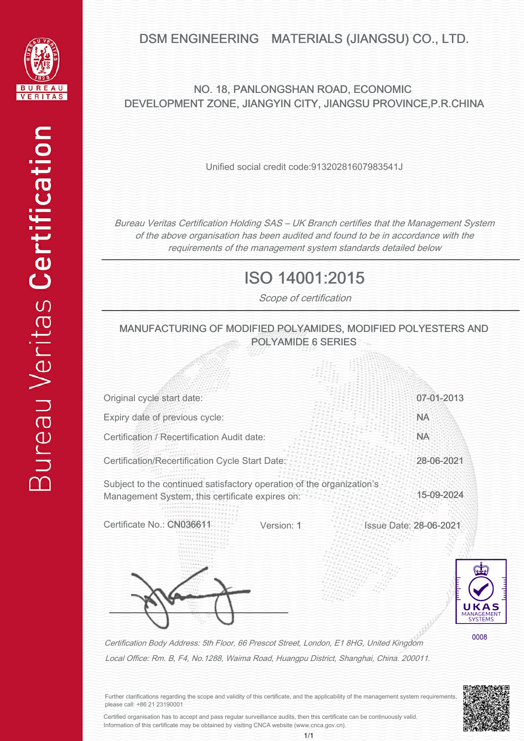Bureau Veritas Certification

# DSM ENGINEERING MATERIALS (JIANGSU) CO., LTD.

NO. 18, PANLONGSHAN ROAD, ECONOMIC DEVELOPMENT ZONE, JIANGYIN CITY, JIANGSU PROVINCE,P.R.CHINA

Unified social credit code:91320281607983541J

*Bureau Veritas Certification Holding SAS – UK Branch certifies that the Management System of the above organisation has been audited and found to be in accordance with the requirements of the management system standards detailed below*

## ISO 14001:2015

*Scope of certification*

MANUFACTURING OF MODIFIED POLYAMIDES, MODIFIED POLYESTERS AND POLYAMIDE 6 SERIES

| | |
|---|---|
| Original cycle start date: | 07-01-2013 |
| Expiry date of previous cycle: | NA |
| Certification / Recertification Audit date: | NA |
| Certification/Recertification Cycle Start Date: | 28-06-2021 |
| Subject to the continued satisfactory operation of the organization's Management System, this certificate expires on: | 15-09-2024 |

Certificate No.: CN036611 Version: 1 Issue Date: 28-06-2021

UKAS MANAGEMENT SYSTEMS 0008

*Certification Body Address: 5th Floor, 66 Prescot Street, London, E1 8HG, United Kingdom*

*Local Office: Rm. B, F4, No.1288, Waima Road, Huangpu District, Shanghai, China. 200011.*

Further clarifications regarding the scope and validity of this certificate, and the applicability of the management system requirements, please call: +86 21 23190001

Certified organisation has to accept and pass regular surveillance audits, then this certificate can be continuously valid. Information of this certificate may be obtained by visiting CNCA website (www.cnca.gov.cn).